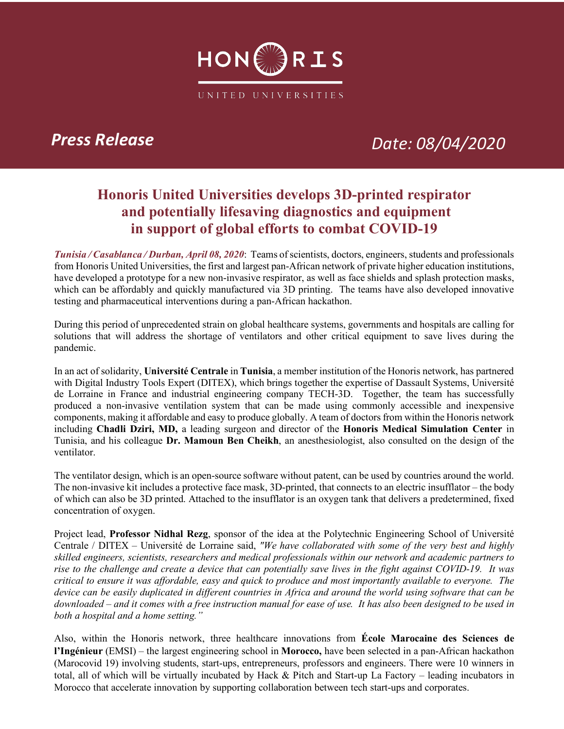HONORIS

UNITED UNIVERSITIES

*Press Release*

*Date: 08/04/2020*

# Honoris United Universities develops 3D-printed respirator and potentially lifesaving diagnostics and equipment in support of global efforts to combat COVID-19

***Tunisia / Casablanca / Durban, April 08, 2020***: Teams of scientists, doctors, engineers, students and professionals from Honoris United Universities, the first and largest pan-African network of private higher education institutions, have developed a prototype for a new non-invasive respirator, as well as face shields and splash protection masks, which can be affordably and quickly manufactured via 3D printing. The teams have also developed innovative testing and pharmaceutical interventions during a pan-African hackathon.

During this period of unprecedented strain on global healthcare systems, governments and hospitals are calling for solutions that will address the shortage of ventilators and other critical equipment to save lives during the pandemic.

In an act of solidarity, **Université Centrale** in **Tunisia**, a member institution of the Honoris network, has partnered with Digital Industry Tools Expert (DITEX), which brings together the expertise of Dassault Systems, Université de Lorraine in France and industrial engineering company TECH-3D. Together, the team has successfully produced a non-invasive ventilation system that can be made using commonly accessible and inexpensive components, making it affordable and easy to produce globally. A team of doctors from within the Honoris network including **Chadli Dziri, MD,** a leading surgeon and director of the **Honoris Medical Simulation Center** in Tunisia, and his colleague **Dr. Mamoun Ben Cheikh**, an anesthesiologist, also consulted on the design of the ventilator.

The ventilator design, which is an open-source software without patent, can be used by countries around the world. The non-invasive kit includes a protective face mask, 3D-printed, that connects to an electric insufflator – the body of which can also be 3D printed. Attached to the insufflator is an oxygen tank that delivers a predetermined, fixed concentration of oxygen.

Project lead, **Professor Nidhal Rezg**, sponsor of the idea at the Polytechnic Engineering School of Université Centrale / DITEX – Université de Lorraine said, *"We have collaborated with some of the very best and highly skilled engineers, scientists, researchers and medical professionals within our network and academic partners to rise to the challenge and create a device that can potentially save lives in the fight against COVID-19. It was critical to ensure it was affordable, easy and quick to produce and most importantly available to everyone. The device can be easily duplicated in different countries in Africa and around the world using software that can be downloaded – and it comes with a free instruction manual for ease of use. It has also been designed to be used in both a hospital and a home setting."*

Also, within the Honoris network, three healthcare innovations from **École Marocaine des Sciences de l'Ingénieur** (EMSI) – the largest engineering school in **Morocco,** have been selected in a pan-African hackathon (Marocovid 19) involving students, start-ups, entrepreneurs, professors and engineers. There were 10 winners in total, all of which will be virtually incubated by Hack & Pitch and Start-up La Factory – leading incubators in Morocco that accelerate innovation by supporting collaboration between tech start-ups and corporates.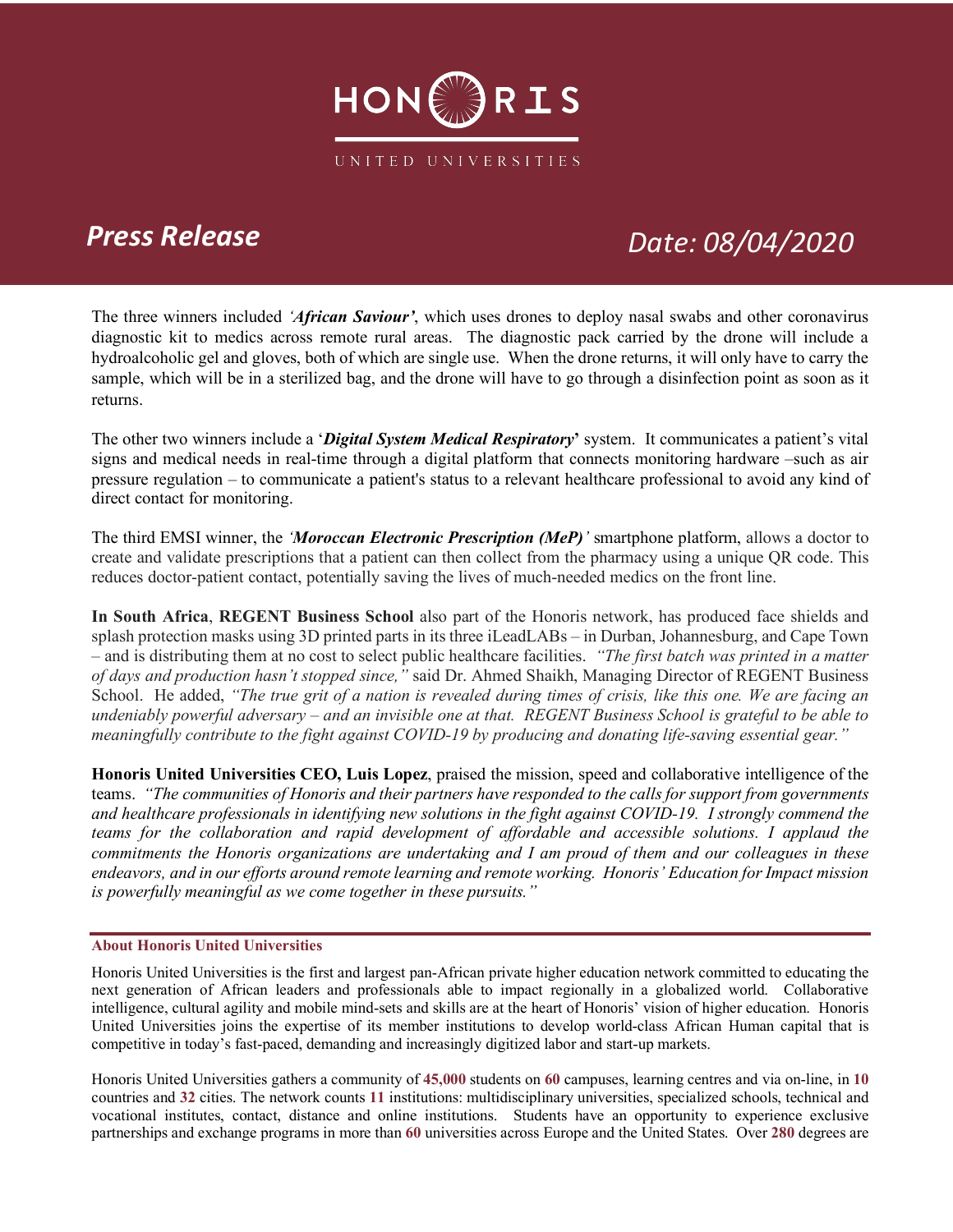# HONORIS UNITED UNIVERSITIES

***Press Release*** ***Date: 08/04/2020***

The three winners included *'**African Saviour**'*, which uses drones to deploy nasal swabs and other coronavirus diagnostic kit to medics across remote rural areas. The diagnostic pack carried by the drone will include a hydroalcoholic gel and gloves, both of which are single use. When the drone returns, it will only have to carry the sample, which will be in a sterilized bag, and the drone will have to go through a disinfection point as soon as it returns.

The other two winners include a '***Digital System Medical Respiratory***' system. It communicates a patient's vital signs and medical needs in real-time through a digital platform that connects monitoring hardware –such as air pressure regulation – to communicate a patient's status to a relevant healthcare professional to avoid any kind of direct contact for monitoring.

The third EMSI winner, the *'**Moroccan Electronic Prescription (MeP)**'* smartphone platform, allows a doctor to create and validate prescriptions that a patient can then collect from the pharmacy using a unique QR code. This reduces doctor-patient contact, potentially saving the lives of much-needed medics on the front line.

**In South Africa**, **REGENT Business School** also part of the Honoris network, has produced face shields and splash protection masks using 3D printed parts in its three iLeadLABs – in Durban, Johannesburg, and Cape Town – and is distributing them at no cost to select public healthcare facilities. *"The first batch was printed in a matter of days and production hasn't stopped since,"* said Dr. Ahmed Shaikh, Managing Director of REGENT Business School. He added, *"The true grit of a nation is revealed during times of crisis, like this one. We are facing an undeniably powerful adversary – and an invisible one at that. REGENT Business School is grateful to be able to meaningfully contribute to the fight against COVID-19 by producing and donating life-saving essential gear."*

**Honoris United Universities CEO, Luis Lopez**, praised the mission, speed and collaborative intelligence of the teams. *"The communities of Honoris and their partners have responded to the calls for support from governments and healthcare professionals in identifying new solutions in the fight against COVID-19. I strongly commend the teams for the collaboration and rapid development of affordable and accessible solutions. I applaud the commitments the Honoris organizations are undertaking and I am proud of them and our colleagues in these endeavors, and in our efforts around remote learning and remote working. Honoris' Education for Impact mission is powerfully meaningful as we come together in these pursuits."*

---

**About Honoris United Universities**

Honoris United Universities is the first and largest pan-African private higher education network committed to educating the next generation of African leaders and professionals able to impact regionally in a globalized world. Collaborative intelligence, cultural agility and mobile mind-sets and skills are at the heart of Honoris' vision of higher education. Honoris United Universities joins the expertise of its member institutions to develop world-class African Human capital that is competitive in today's fast-paced, demanding and increasingly digitized labor and start-up markets.

Honoris United Universities gathers a community of **45,000** students on **60** campuses, learning centres and via on-line, in **10** countries and **32** cities. The network counts **11** institutions: multidisciplinary universities, specialized schools, technical and vocational institutes, contact, distance and online institutions. Students have an opportunity to experience exclusive partnerships and exchange programs in more than **60** universities across Europe and the United States. Over **280** degrees are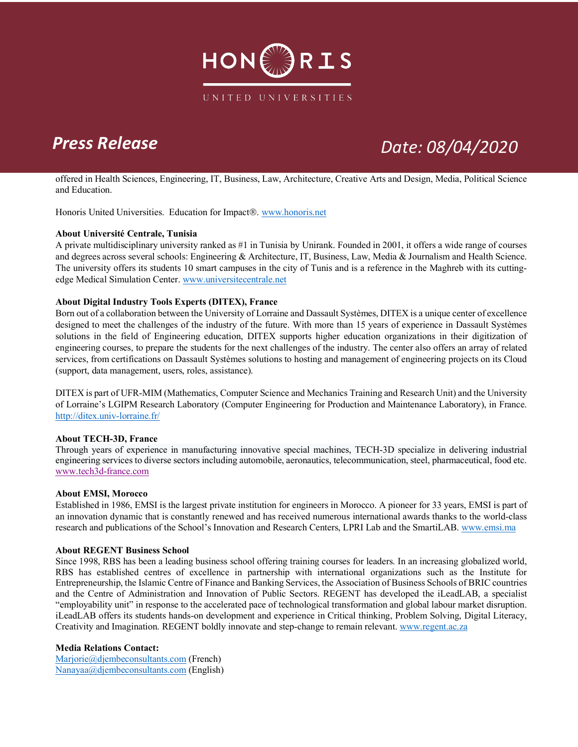offered in Health Sciences, Engineering, IT, Business, Law, Architecture, Creative Arts and Design, Media, Political Science and Education.

Honoris United Universities. Education for Impact®. www.honoris.net

**About Université Centrale, Tunisia**
A private multidisciplinary university ranked as #1 in Tunisia by Unirank. Founded in 2001, it offers a wide range of courses and degrees across several schools: Engineering & Architecture, IT, Business, Law, Media & Journalism and Health Science. The university offers its students 10 smart campuses in the city of Tunis and is a reference in the Maghreb with its cutting-edge Medical Simulation Center. www.universitecentrale.net

**About Digital Industry Tools Experts (DITEX), France**
Born out of a collaboration between the University of Lorraine and Dassault Systèmes, DITEX is a unique center of excellence designed to meet the challenges of the industry of the future. With more than 15 years of experience in Dassault Systèmes solutions in the field of Engineering education, DITEX supports higher education organizations in their digitization of engineering courses, to prepare the students for the next challenges of the industry. The center also offers an array of related services, from certifications on Dassault Systèmes solutions to hosting and management of engineering projects on its Cloud (support, data management, users, roles, assistance).

DITEX is part of UFR-MIM (Mathematics, Computer Science and Mechanics Training and Research Unit) and the University of Lorraine's LGIPM Research Laboratory (Computer Engineering for Production and Maintenance Laboratory), in France. http://ditex.univ-lorraine.fr/

**About TECH-3D, France**
Through years of experience in manufacturing innovative special machines, TECH-3D specialize in delivering industrial engineering services to diverse sectors including automobile, aeronautics, telecommunication, steel, pharmaceutical, food etc. www.tech3d-france.com

**About EMSI, Morocco**
Established in 1986, EMSI is the largest private institution for engineers in Morocco. A pioneer for 33 years, EMSI is part of an innovation dynamic that is constantly renewed and has received numerous international awards thanks to the world-class research and publications of the School's Innovation and Research Centers, LPRI Lab and the SmartiLAB. www.emsi.ma

**About REGENT Business School**
Since 1998, RBS has been a leading business school offering training courses for leaders. In an increasing globalized world, RBS has established centres of excellence in partnership with international organizations such as the Institute for Entrepreneurship, the Islamic Centre of Finance and Banking Services, the Association of Business Schools of BRIC countries and the Centre of Administration and Innovation of Public Sectors. REGENT has developed the iLeadLAB, a specialist "employability unit" in response to the accelerated pace of technological transformation and global labour market disruption. iLeadLAB offers its students hands-on development and experience in Critical thinking, Problem Solving, Digital Literacy, Creativity and Imagination. REGENT boldly innovate and step-change to remain relevant. www.regent.ac.za

**Media Relations Contact:**
Marjorie@djembeconsultants.com (French)
Nanayaa@djembeconsultants.com (English)